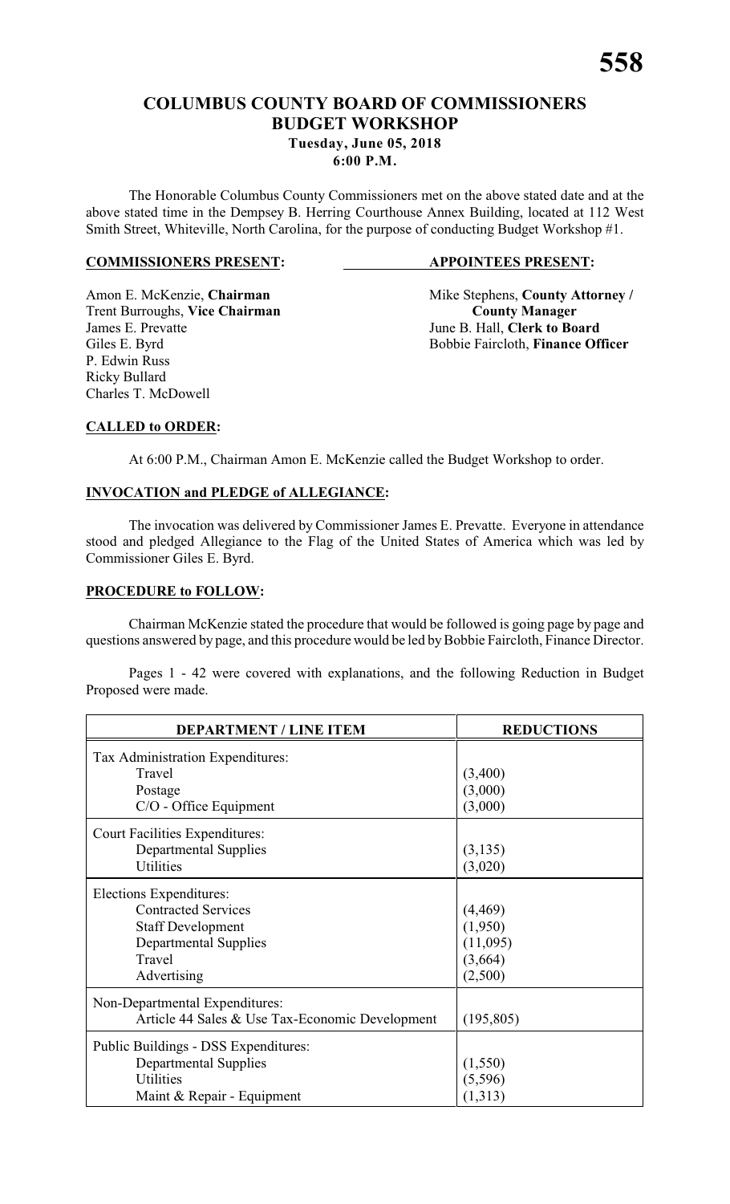# COLUMBUS COUNTY BOARD OF COMMISSIONERS BUDGET WORKSHOP

**Tuesday, June 05, 2018**
**6:00 P.M.**

The Honorable Columbus County Commissioners met on the above stated date and at the above stated time in the Dempsey B. Herring Courthouse Annex Building, located at 112 West Smith Street, Whiteville, North Carolina, for the purpose of conducting Budget Workshop #1.

**COMMISSIONERS PRESENT:**

Amon E. McKenzie, **Chairman**
Trent Burroughs, **Vice Chairman**
James E. Prevatte
Giles E. Byrd
P. Edwin Russ
Ricky Bullard
Charles T. McDowell

**APPOINTEES PRESENT:**

Mike Stephens, **County Attorney / County Manager**
June B. Hall, **Clerk to Board**
Bobbie Faircloth, **Finance Officer**

**CALLED to ORDER:**

At 6:00 P.M., Chairman Amon E. McKenzie called the Budget Workshop to order.

**INVOCATION and PLEDGE of ALLEGIANCE:**

The invocation was delivered by Commissioner James E. Prevatte. Everyone in attendance stood and pledged Allegiance to the Flag of the United States of America which was led by Commissioner Giles E. Byrd.

**PROCEDURE to FOLLOW:**

Chairman McKenzie stated the procedure that would be followed is going page by page and questions answered by page, and this procedure would be led by Bobbie Faircloth, Finance Director.

Pages 1 - 42 were covered with explanations, and the following Reduction in Budget Proposed were made.

| DEPARTMENT / LINE ITEM | REDUCTIONS |
|---|---|
| Tax Administration Expenditures: | |
| Travel | (3,400) |
| Postage | (3,000) |
| C/O - Office Equipment | (3,000) |
| Court Facilities Expenditures: | |
| Departmental Supplies | (3,135) |
| Utilities | (3,020) |
| Elections Expenditures: | |
| Contracted Services | (4,469) |
| Staff Development | (1,950) |
| Departmental Supplies | (11,095) |
| Travel | (3,664) |
| Advertising | (2,500) |
| Non-Departmental Expenditures: | |
| Article 44 Sales & Use Tax-Economic Development | (195,805) |
| Public Buildings - DSS Expenditures: | |
| Departmental Supplies | (1,550) |
| Utilities | (5,596) |
| Maint & Repair - Equipment | (1,313) |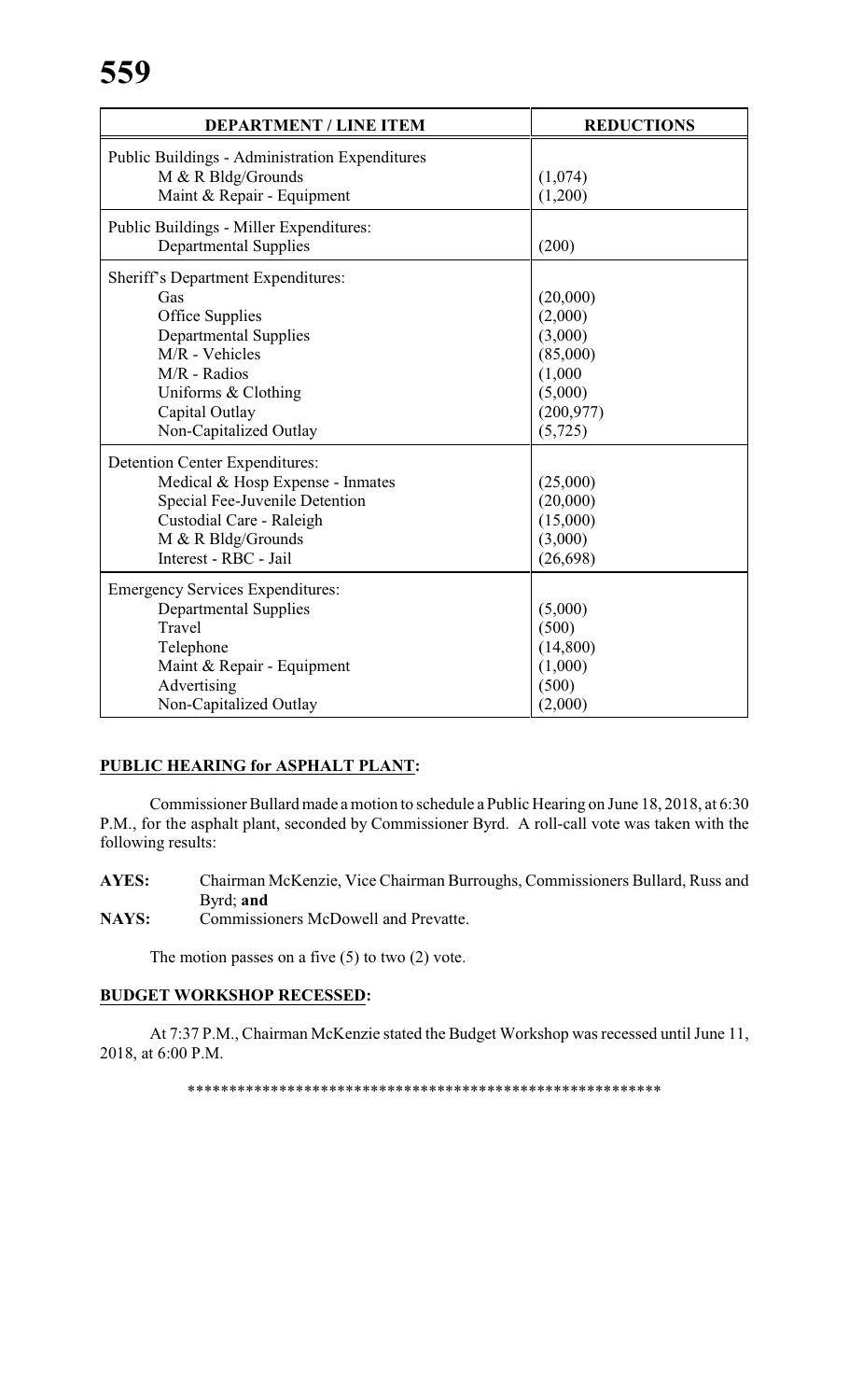| DEPARTMENT / LINE ITEM | REDUCTIONS |
|---|---|
| Public Buildings - Administration Expenditures | |
| M & R Bldg/Grounds | (1,074) |
| Maint & Repair - Equipment | (1,200) |
| Public Buildings - Miller Expenditures: | |
| Departmental Supplies | (200) |
| Sheriff's Department Expenditures: | |
| Gas | (20,000) |
| Office Supplies | (2,000) |
| Departmental Supplies | (3,000) |
| M/R - Vehicles | (85,000) |
| M/R - Radios | (1,000 |
| Uniforms & Clothing | (5,000) |
| Capital Outlay | (200,977) |
| Non-Capitalized Outlay | (5,725) |
| Detention Center Expenditures: | |
| Medical & Hosp Expense - Inmates | (25,000) |
| Special Fee-Juvenile Detention | (20,000) |
| Custodial Care - Raleigh | (15,000) |
| M & R Bldg/Grounds | (3,000) |
| Interest - RBC - Jail | (26,698) |
| Emergency Services Expenditures: | |
| Departmental Supplies | (5,000) |
| Travel | (500) |
| Telephone | (14,800) |
| Maint & Repair - Equipment | (1,000) |
| Advertising | (500) |
| Non-Capitalized Outlay | (2,000) |

## PUBLIC HEARING for ASPHALT PLANT:

Commissioner Bullard made a motion to schedule a Public Hearing on June 18, 2018, at 6:30 P.M., for the asphalt plant, seconded by Commissioner Byrd. A roll-call vote was taken with the following results:

**AYES:** Chairman McKenzie, Vice Chairman Burroughs, Commissioners Bullard, Russ and Byrd; **and**
**NAYS:** Commissioners McDowell and Prevatte.

The motion passes on a five (5) to two (2) vote.

## BUDGET WORKSHOP RECESSED:

At 7:37 P.M., Chairman McKenzie stated the Budget Workshop was recessed until June 11, 2018, at 6:00 P.M.

\*\*\*\*\*\*\*\*\*\*\*\*\*\*\*\*\*\*\*\*\*\*\*\*\*\*\*\*\*\*\*\*\*\*\*\*\*\*\*\*\*\*\*\*\*\*\*\*\*\*\*\*\*\*\*\*\*\*\*\*